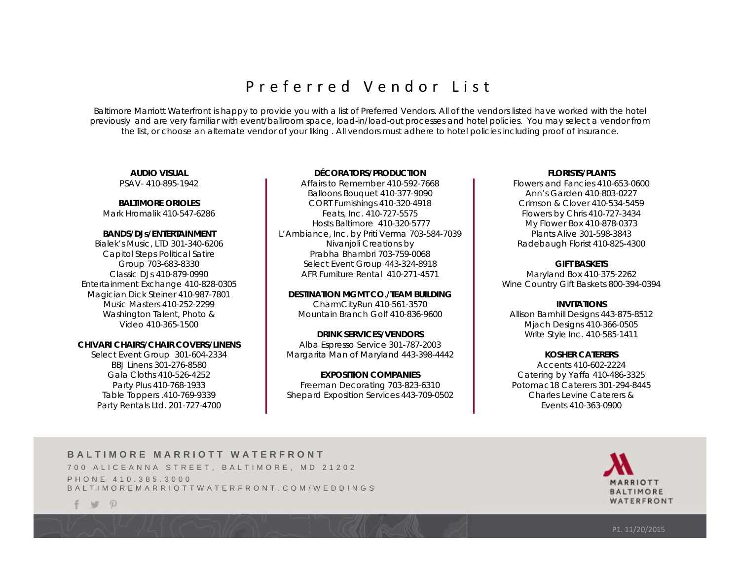# Preferred Vendor List

Baltimore Marriott Waterfront is happy to provide you with a list of Preferred Vendors. All of the vendors listed have worked with the hotel previously and are very familiar with event/ballroom space, load-in/load-out processes and hotel policies. You may select a vendor from the list, or choose an alternate vendor of your liking . All vendors must adhere to hotel policies including proof of insurance.

**AUDIO VISUAL**
PSAV- 410-895-1942

**BALTIMORE ORIOLES**
Mark Hromalik 410-547-6286

**BANDS/DJs/ENTERTAINMENT**
Bialek's Music, LTD 301-340-6206
Capitol Steps Political Satire Group 703-683-8330
Classic DJs 410-879-0990
Entertainment Exchange 410-828-0305
Magician Dick Steiner 410-987-7801
Music Masters 410-252-2299
Washington Talent, Photo & Video 410-365-1500

**CHIVARI CHAIRS/CHAIR COVERS/LINENS**
Select Event Group 301-604-2334
BBJ Linens 301-276-8580
Gala Cloths 410-526-4252
Party Plus 410-768-1933
Table Toppers .410-769-9339
Party Rentals Ltd. 201-727-4700

**DÉCORATORS/PRODUCTION**
Affairs to Remember 410-592-7668
Balloons Bouquet 410-377-9090
CORT Furnishings 410-320-4918
Feats, Inc. 410-727-5575
Hosts Baltimore 410-320-5777
L'Ambiance, Inc. by Priti Verma 703-584-7039
Nivanjoli Creations by Prabha Bhambri 703-759-0068
Select Event Group 443-324-8918
AFR Furniture Rental 410-271-4571

**DESTINATION MGMT CO./TEAM BUILDING**
CharmCityRun 410-561-3570
Mountain Branch Golf 410-836-9600

**DRINK SERVICES/VENDORS**
Alba Espresso Service 301-787-2003
Margarita Man of Maryland 443-398-4442

**EXPOSITION COMPANIES**
Freeman Decorating 703-823-6310
Shepard Exposition Services 443-709-0502

**FLORISTS/PLANTS**
Flowers and Fancies 410-653-0600
Ann's Garden 410-803-0227
Crimson & Clover 410-534-5459
Flowers by Chris 410-727-3434
My Flower Box 410-878-0373
Plants Alive 301-598-3843
Radebaugh Florist 410-825-4300

**GIFT BASKETS**
Maryland Box 410-375-2262
Wine Country Gift Baskets 800-394-0394

**INVITATIONS**
Allison Barnhill Designs 443-875-8512
Mjach Designs 410-366-0505
Write Style Inc. 410-585-1411

**KOSHER CATERERS**
Accents 410-602-2224
Catering by Yaffa 410-486-3325
Potomac 18 Caterers 301-294-8445
Charles Levine Caterers & Events 410-363-0900

**BALTIMORE MARRIOTT WATERFRONT**
700 ALICEANNA STREET, BALTIMORE, MD 21202
PHONE 410.385.3000
BALTIMOREMARRIOTTWATERFRONT.COM/WEDDINGS

P1. 11/20/2015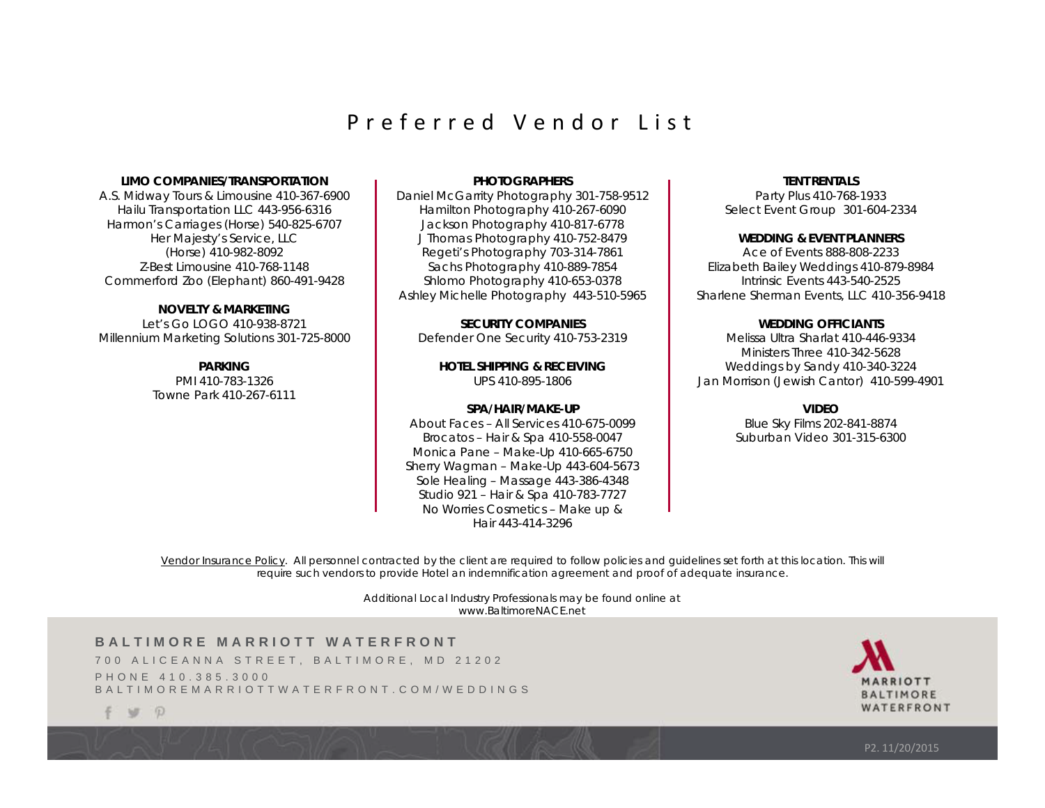# Preferred Vendor List

**LIMO COMPANIES/TRANSPORTATION**

A.S. Midway Tours & Limousine 410-367-6900
Hailu Transportation LLC 443-956-6316
Harmon's Carriages (Horse) 540-825-6707
Her Majesty's Service, LLC
(Horse) 410-982-8092
Z-Best Limousine 410-768-1148
Commerford Zoo (Elephant) 860-491-9428

**NOVELTY & MARKETING**

Let's Go LOGO 410-938-8721
Millennium Marketing Solutions 301-725-8000

**PARKING**

PMI 410-783-1326
Towne Park 410-267-6111

**PHOTOGRAPHERS**

Daniel McGarrity Photography 301-758-9512
Hamilton Photography 410-267-6090
Jackson Photography 410-817-6778
J Thomas Photography 410-752-8479
Regeti's Photography 703-314-7861
Sachs Photography 410-889-7854
Shlomo Photography 410-653-0378
Ashley Michelle Photography 443-510-5965

**SECURITY COMPANIES**

Defender One Security 410-753-2319

**HOTEL SHIPPING & RECEIVING**

UPS 410-895-1806

**SPA/HAIR/MAKE-UP**

About Faces – All Services 410-675-0099
Brocatos – Hair & Spa 410-558-0047
Monica Pane – Make-Up 410-665-6750
Sherry Wagman – Make-Up 443-604-5673
Sole Healing – Massage 443-386-4348
Studio 921 – Hair & Spa 410-783-7727
No Worries Cosmetics – Make up & Hair 443-414-3296

**TENT RENTALS**

Party Plus 410-768-1933
Select Event Group 301-604-2334

**WEDDING & EVENT PLANNERS**

Ace of Events 888-808-2233
Elizabeth Bailey Weddings 410-879-8984
Intrinsic Events 443-540-2525
Sharlene Sherman Events, LLC 410-356-9418

**WEDDING OFFICIANTS**

Melissa Ultra Sharlat 410-446-9334
Ministers Three 410-342-5628
Weddings by Sandy 410-340-3224
Jan Morrison (Jewish Cantor) 410-599-4901

**VIDEO**

Blue Sky Films 202-841-8874
Suburban Video 301-315-6300

Vendor Insurance Policy. All personnel contracted by the client are required to follow policies and guidelines set forth at this location. This will require such vendors to provide Hotel an indemnification agreement and proof of adequate insurance.

Additional Local Industry Professionals may be found online at www.BaltimoreNACE.net

**BALTIMORE MARRIOTT WATERFRONT**

700 ALICEANNA STREET, BALTIMORE, MD 21202

PHONE 410.385.3000
BALTIMOREMARRIOTTWATERFRONT.COM/WEDDINGS

MARRIOTT BALTIMORE WATERFRONT

P2. 11/20/2015